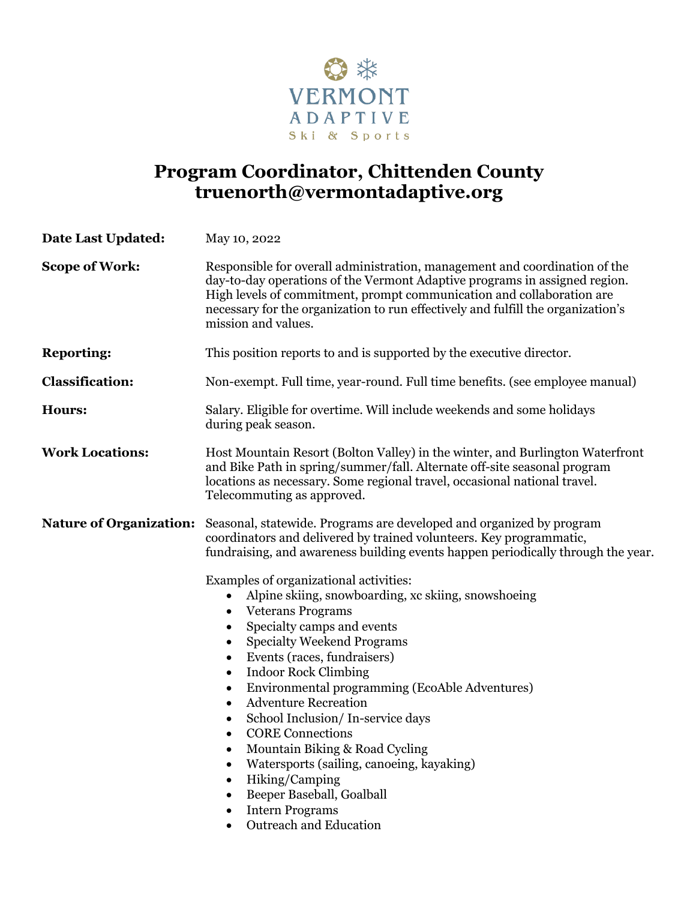VERMONT ADAPTIVE
Ski & Sports

# Program Coordinator, Chittenden County
# truenorth@vermontadaptive.org

**Date Last Updated:** May 10, 2022

**Scope of Work:** Responsible for overall administration, management and coordination of the day-to-day operations of the Vermont Adaptive programs in assigned region. High levels of commitment, prompt communication and collaboration are necessary for the organization to run effectively and fulfill the organization's mission and values.

**Reporting:** This position reports to and is supported by the executive director.

**Classification:** Non-exempt. Full time, year-round. Full time benefits. (see employee manual)

**Hours:** Salary. Eligible for overtime. Will include weekends and some holidays during peak season.

**Work Locations:** Host Mountain Resort (Bolton Valley) in the winter, and Burlington Waterfront and Bike Path in spring/summer/fall. Alternate off-site seasonal program locations as necessary. Some regional travel, occasional national travel. Telecommuting as approved.

**Nature of Organization:** Seasonal, statewide. Programs are developed and organized by program coordinators and delivered by trained volunteers. Key programmatic, fundraising, and awareness building events happen periodically through the year.

Examples of organizational activities:

- Alpine skiing, snowboarding, xc skiing, snowshoeing
- Veterans Programs
- Specialty camps and events
- Specialty Weekend Programs
- Events (races, fundraisers)
- Indoor Rock Climbing
- Environmental programming (EcoAble Adventures)
- Adventure Recreation
- School Inclusion/ In-service days
- CORE Connections
- Mountain Biking & Road Cycling
- Watersports (sailing, canoeing, kayaking)
- Hiking/Camping
- Beeper Baseball, Goalball
- Intern Programs
- Outreach and Education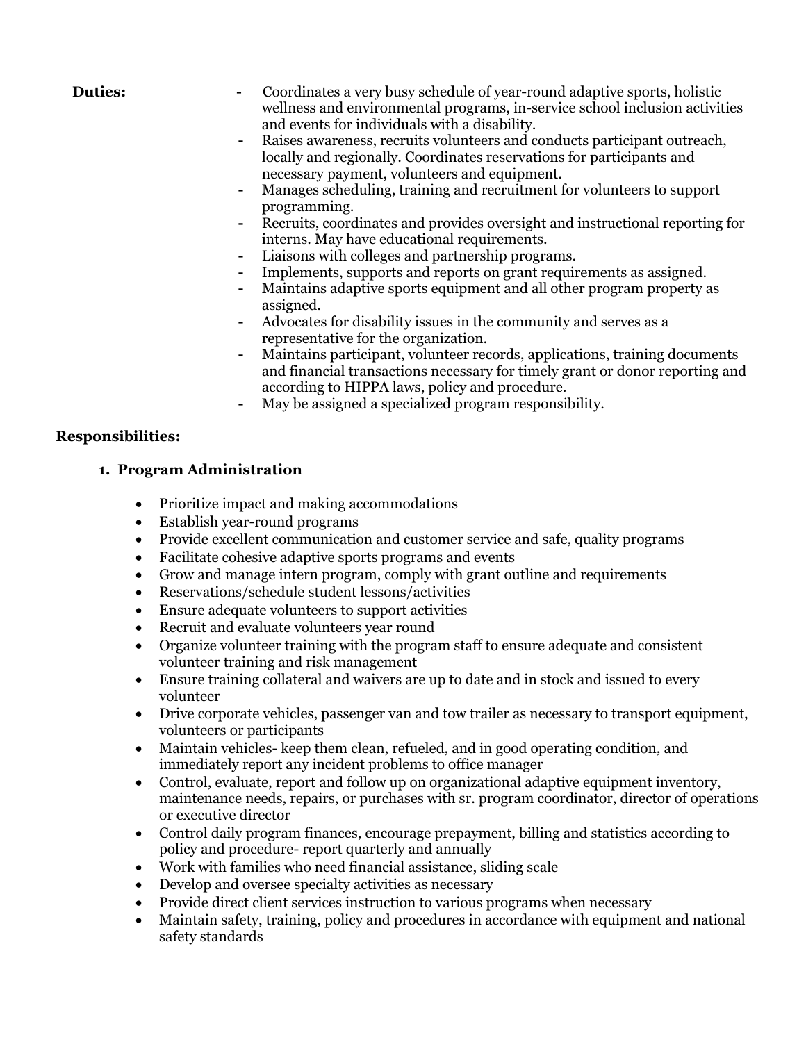**Duties:**

- Coordinates a very busy schedule of year-round adaptive sports, holistic wellness and environmental programs, in-service school inclusion activities and events for individuals with a disability.
- Raises awareness, recruits volunteers and conducts participant outreach, locally and regionally. Coordinates reservations for participants and necessary payment, volunteers and equipment.
- Manages scheduling, training and recruitment for volunteers to support programming.
- Recruits, coordinates and provides oversight and instructional reporting for interns. May have educational requirements.
- Liaisons with colleges and partnership programs.
- Implements, supports and reports on grant requirements as assigned.
- Maintains adaptive sports equipment and all other program property as assigned.
- Advocates for disability issues in the community and serves as a representative for the organization.
- Maintains participant, volunteer records, applications, training documents and financial transactions necessary for timely grant or donor reporting and according to HIPPA laws, policy and procedure.
- May be assigned a specialized program responsibility.

**Responsibilities:**

1. **Program Administration**

   - Prioritize impact and making accommodations
   - Establish year-round programs
   - Provide excellent communication and customer service and safe, quality programs
   - Facilitate cohesive adaptive sports programs and events
   - Grow and manage intern program, comply with grant outline and requirements
   - Reservations/schedule student lessons/activities
   - Ensure adequate volunteers to support activities
   - Recruit and evaluate volunteers year round
   - Organize volunteer training with the program staff to ensure adequate and consistent volunteer training and risk management
   - Ensure training collateral and waivers are up to date and in stock and issued to every volunteer
   - Drive corporate vehicles, passenger van and tow trailer as necessary to transport equipment, volunteers or participants
   - Maintain vehicles- keep them clean, refueled, and in good operating condition, and immediately report any incident problems to office manager
   - Control, evaluate, report and follow up on organizational adaptive equipment inventory, maintenance needs, repairs, or purchases with sr. program coordinator, director of operations or executive director
   - Control daily program finances, encourage prepayment, billing and statistics according to policy and procedure- report quarterly and annually
   - Work with families who need financial assistance, sliding scale
   - Develop and oversee specialty activities as necessary
   - Provide direct client services instruction to various programs when necessary
   - Maintain safety, training, policy and procedures in accordance with equipment and national safety standards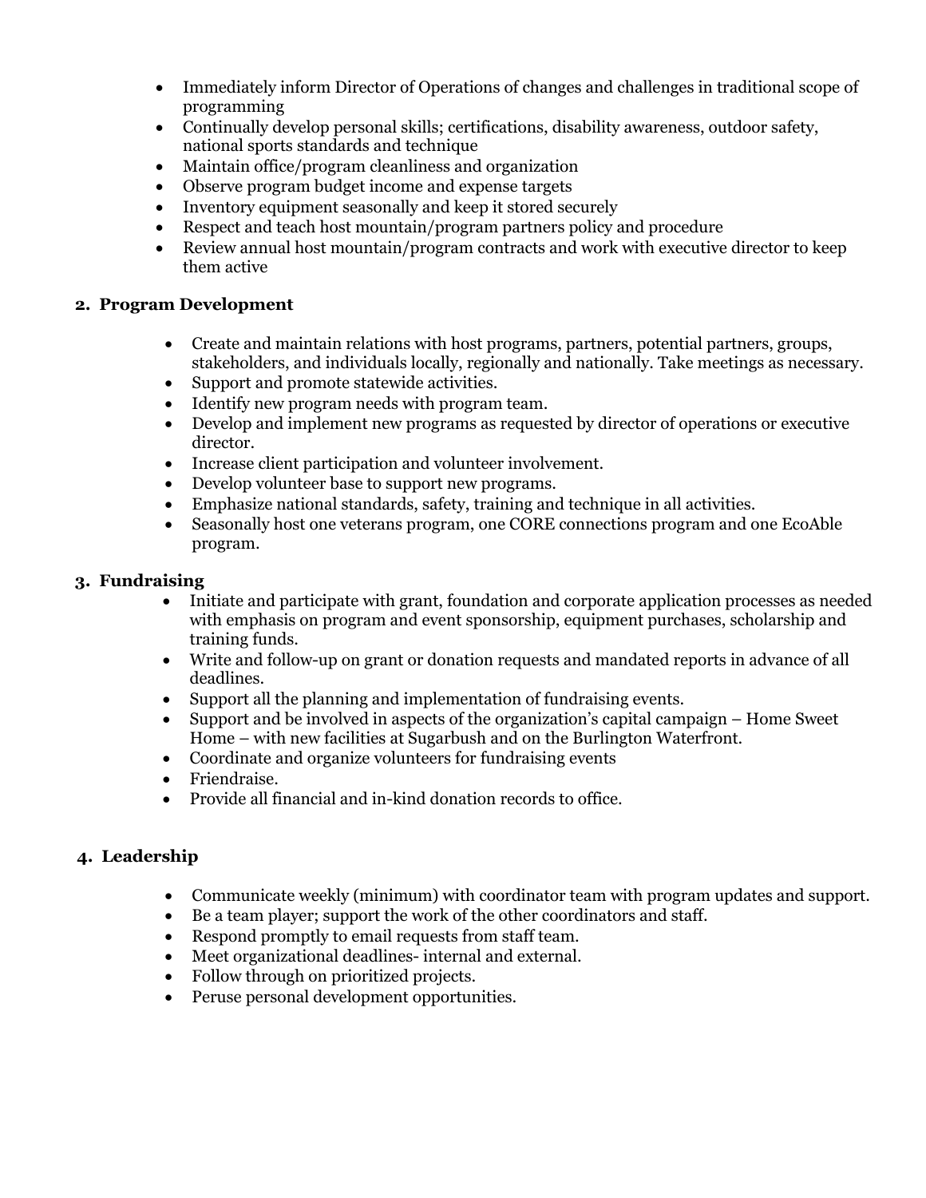- Immediately inform Director of Operations of changes and challenges in traditional scope of programming
- Continually develop personal skills; certifications, disability awareness, outdoor safety, national sports standards and technique
- Maintain office/program cleanliness and organization
- Observe program budget income and expense targets
- Inventory equipment seasonally and keep it stored securely
- Respect and teach host mountain/program partners policy and procedure
- Review annual host mountain/program contracts and work with executive director to keep them active

**2. Program Development**

- Create and maintain relations with host programs, partners, potential partners, groups, stakeholders, and individuals locally, regionally and nationally. Take meetings as necessary.
- Support and promote statewide activities.
- Identify new program needs with program team.
- Develop and implement new programs as requested by director of operations or executive director.
- Increase client participation and volunteer involvement.
- Develop volunteer base to support new programs.
- Emphasize national standards, safety, training and technique in all activities.
- Seasonally host one veterans program, one CORE connections program and one EcoAble program.

**3. Fundraising**

- Initiate and participate with grant, foundation and corporate application processes as needed with emphasis on program and event sponsorship, equipment purchases, scholarship and training funds.
- Write and follow-up on grant or donation requests and mandated reports in advance of all deadlines.
- Support all the planning and implementation of fundraising events.
- Support and be involved in aspects of the organization's capital campaign – Home Sweet Home – with new facilities at Sugarbush and on the Burlington Waterfront.
- Coordinate and organize volunteers for fundraising events
- Friendraise.
- Provide all financial and in-kind donation records to office.

**4. Leadership**

- Communicate weekly (minimum) with coordinator team with program updates and support.
- Be a team player; support the work of the other coordinators and staff.
- Respond promptly to email requests from staff team.
- Meet organizational deadlines- internal and external.
- Follow through on prioritized projects.
- Peruse personal development opportunities.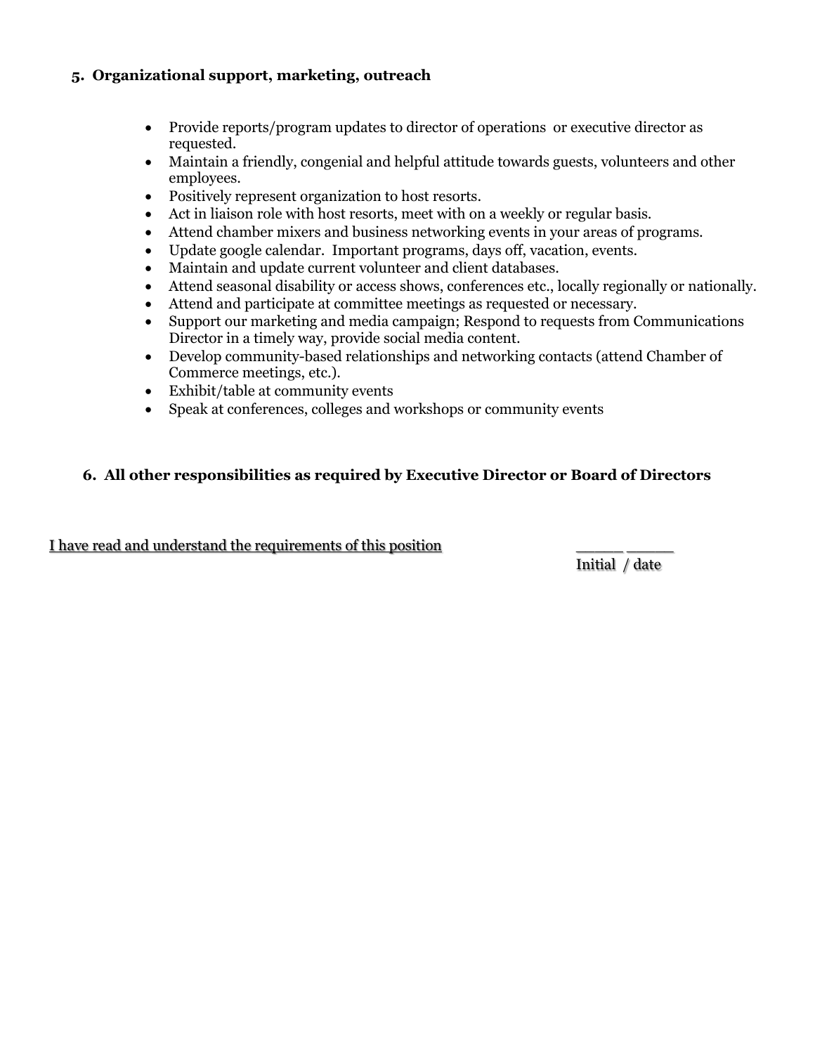**5. Organizational support, marketing, outreach**

- Provide reports/program updates to director of operations or executive director as requested.
- Maintain a friendly, congenial and helpful attitude towards guests, volunteers and other employees.
- Positively represent organization to host resorts.
- Act in liaison role with host resorts, meet with on a weekly or regular basis.
- Attend chamber mixers and business networking events in your areas of programs.
- Update google calendar. Important programs, days off, vacation, events.
- Maintain and update current volunteer and client databases.
- Attend seasonal disability or access shows, conferences etc., locally regionally or nationally.
- Attend and participate at committee meetings as requested or necessary.
- Support our marketing and media campaign; Respond to requests from Communications Director in a timely way, provide social media content.
- Develop community-based relationships and networking contacts (attend Chamber of Commerce meetings, etc.).
- Exhibit/table at community events
- Speak at conferences, colleges and workshops or community events

**6. All other responsibilities as required by Executive Director or Board of Directors**

I have read and understand the requirements of this position _____ _____

Initial / date